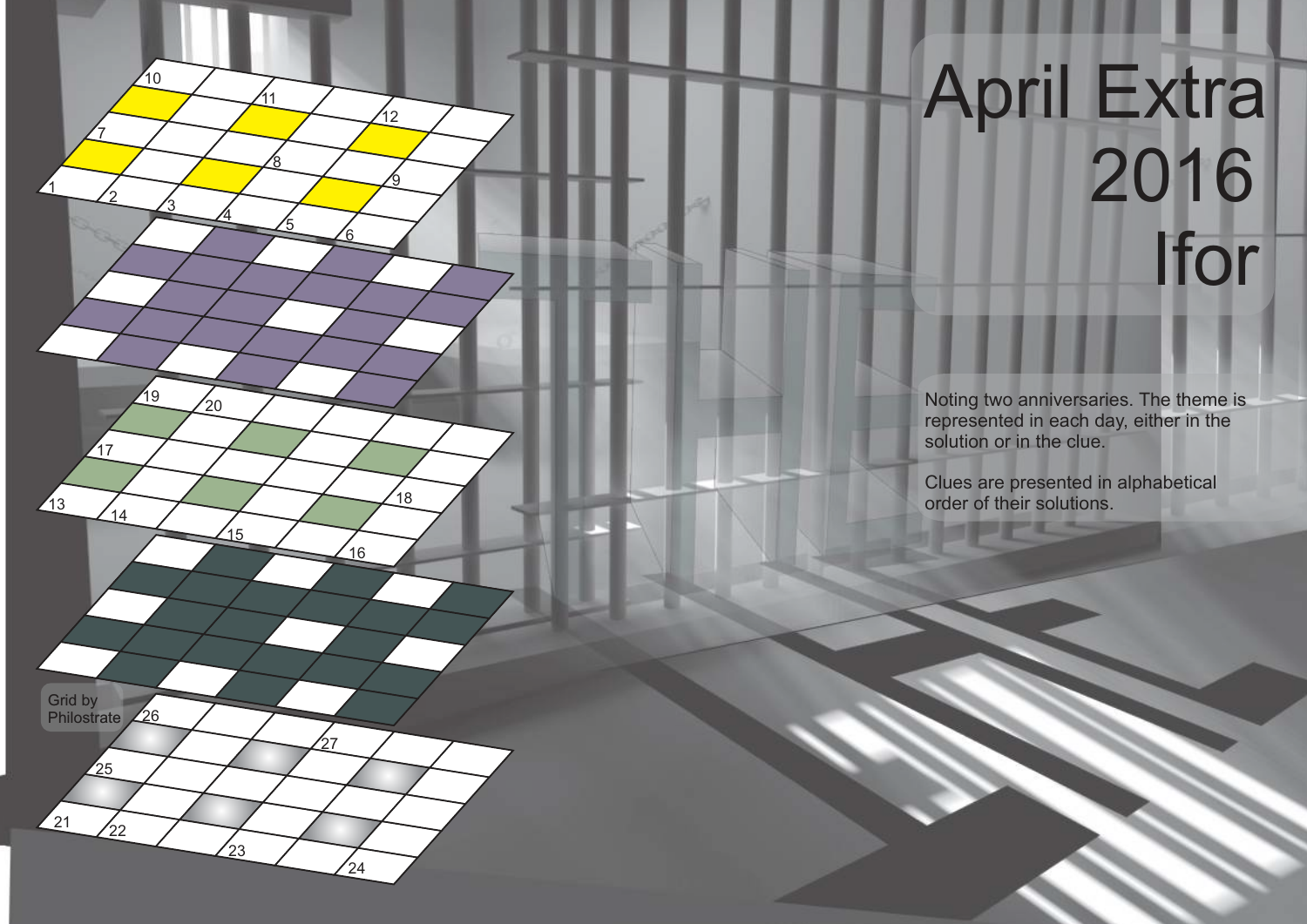# April Extra 2016

# Ifor

Grid by Philostrate

Noting two anniversaries. The theme is represented in each day, either in the solution or in the clue.

Clues are presented in alphabetical order of their solutions.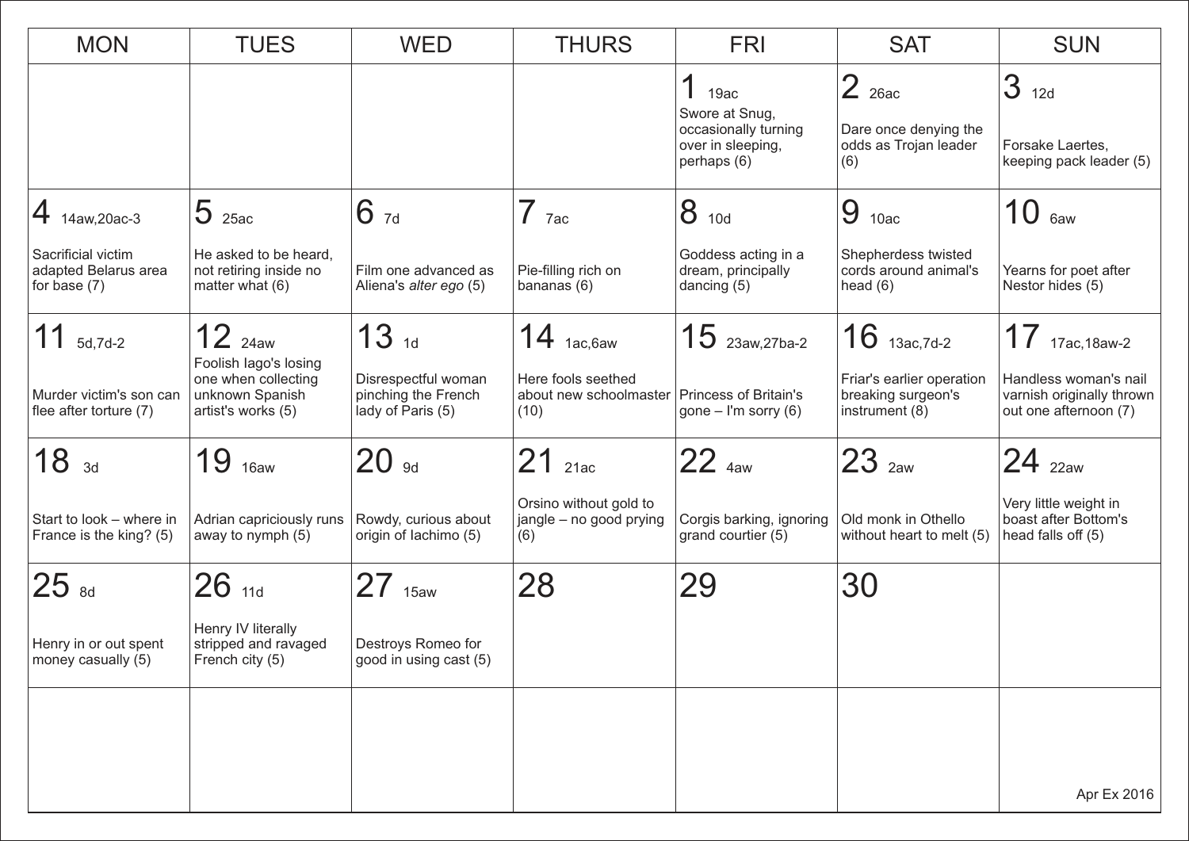| MON | TUES | WED | THURS | FRI | SAT | SUN |
|---|---|---|---|---|---|---|
| | | | | **1** 19ac<br>Swore at Snug, occasionally turning over in sleeping, perhaps (6) | **2** 26ac<br>Dare once denying the odds as Trojan leader (6) | **3** 12d<br>Forsake Laertes, keeping pack leader (5) |
| **4** 14aw,20ac-3<br>Sacrificial victim adapted Belarus area for base (7) | **5** 25ac<br>He asked to be heard, not retiring inside no matter what (6) | **6** 7d<br>Film one advanced as Aliena's *alter ego* (5) | **7** 7ac<br>Pie-filling rich on bananas (6) | **8** 10d<br>Goddess acting in a dream, principally dancing (5) | **9** 10ac<br>Shepherdess twisted cords around animal's head (6) | **10** 6aw<br>Yearns for poet after Nestor hides (5) |
| **11** 5d,7d-2<br>Murder victim's son can flee after torture (7) | **12** 24aw<br>Foolish Iago's losing one when collecting unknown Spanish artist's works (5) | **13** 1d<br>Disrespectful woman pinching the French lady of Paris (5) | **14** 1ac,6aw<br>Here fools seethed about new schoolmaster (10) | **15** 23aw,27ba-2<br>Princess of Britain's gone – I'm sorry (6) | **16** 13ac,7d-2<br>Friar's earlier operation breaking surgeon's instrument (8) | **17** 17ac,18aw-2<br>Handless woman's nail varnish originally thrown out one afternoon (7) |
| **18** 3d<br>Start to look – where in France is the king? (5) | **19** 16aw<br>Adrian capriciously runs away to nymph (5) | **20** 9d<br>Rowdy, curious about origin of Iachimo (5) | **21** 21ac<br>Orsino without gold to jangle – no good prying (6) | **22** 4aw<br>Corgis barking, ignoring grand courtier (5) | **23** 2aw<br>Old monk in Othello without heart to melt (5) | **24** 22aw<br>Very little weight in boast after Bottom's head falls off (5) |
| **25** 8d<br>Henry in or out spent money casually (5) | **26** 11d<br>Henry IV literally stripped and ravaged French city (5) | **27** 15aw<br>Destroys Romeo for good in using cast (5) | **28** | **29** | **30** | |
| | | | | | | Apr Ex 2016 |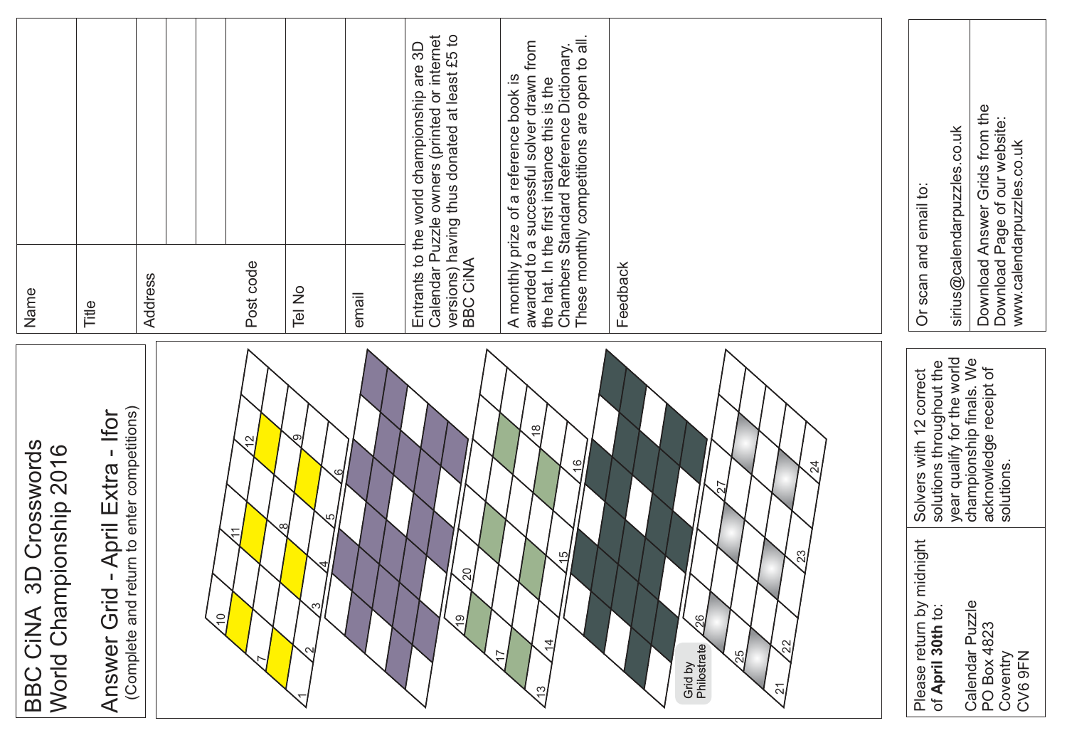# BBC CiNA 3D Crosswords World Championship 2016

## Answer Grid - April Extra - Ifor

(Complete and return to enter competitions)

1 2 3 4 5 6 7 8 9 10 11 12

13 14 15 16 17 18 19 20

21 22 23 24 25 26 27

Grid by Philostrate

| | |
|---|---|
| Name | |
| Title | |
| Address | |
| | |
| | |
| Post code | |
| Tel No | |
| email | |

Entrants to the world championship are 3D Calendar Puzzle owners (printed or internet versions) having thus donated at least £5 to BBC CiNA

A monthly prize of a reference book is awarded to a successful solver drawn from the hat. In the first instance this is the Chambers Standard Reference Dictionary. These monthly competitions are open to all.

Feedback

Or scan and email to:

sirius@calendarpuzzles.co.uk

Download Answer Grids from the Download Page of our website: www.calendarpuzzles.co.uk

Please return by midnight of **April 30th** to:

Calendar Puzzle
PO Box 4823
Coventry
CV6 9FN

Solvers with 12 correct solutions throughout the year qualify for the world championship finals. We acknowledge receipt of solutions.